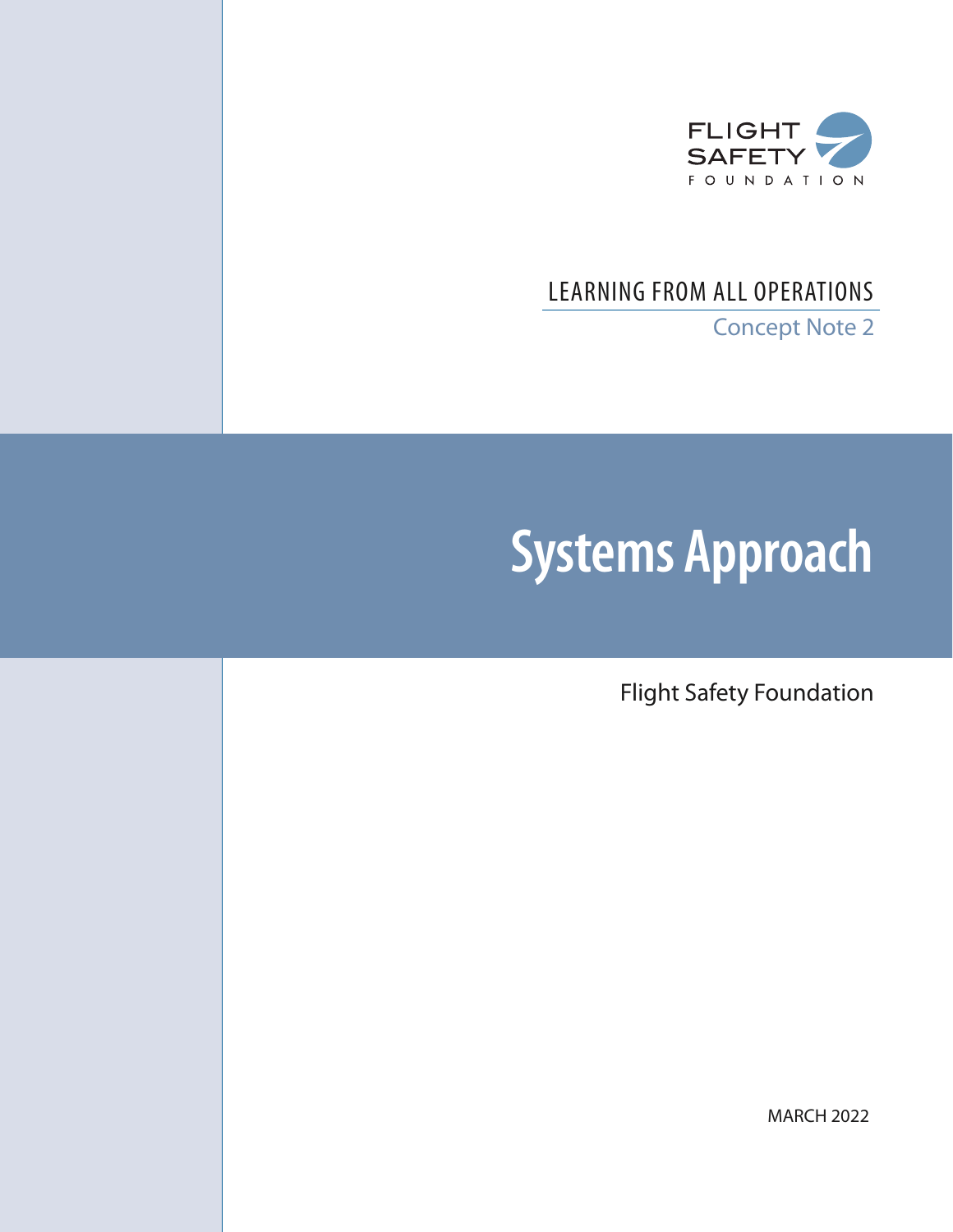FLIGHT SAFETY FOUNDATION

LEARNING FROM ALL OPERATIONS

Concept Note 2

# Systems Approach

Flight Safety Foundation

MARCH 2022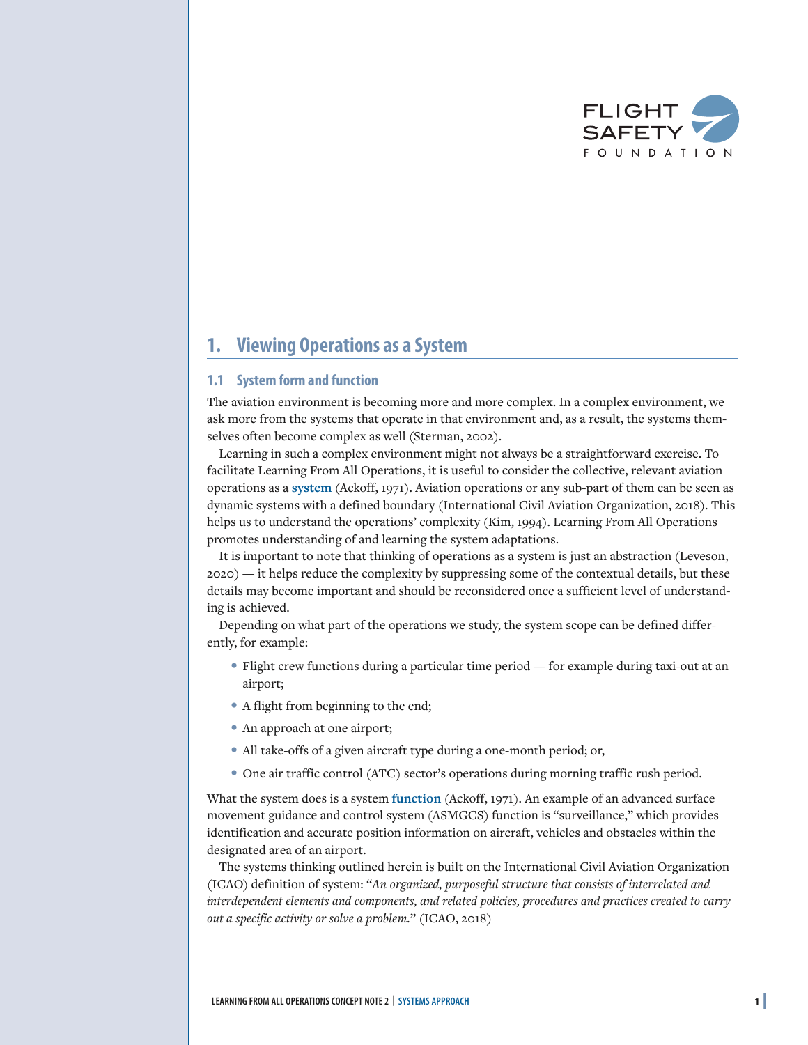# 1. Viewing Operations as a System

## 1.1 System form and function

The aviation environment is becoming more and more complex. In a complex environment, we ask more from the systems that operate in that environment and, as a result, the systems themselves often become complex as well (Sterman, 2002).

Learning in such a complex environment might not always be a straightforward exercise. To facilitate Learning From All Operations, it is useful to consider the collective, relevant aviation operations as a **system** (Ackoff, 1971). Aviation operations or any sub-part of them can be seen as dynamic systems with a defined boundary (International Civil Aviation Organization, 2018). This helps us to understand the operations' complexity (Kim, 1994). Learning From All Operations promotes understanding of and learning the system adaptations.

It is important to note that thinking of operations as a system is just an abstraction (Leveson, 2020) — it helps reduce the complexity by suppressing some of the contextual details, but these details may become important and should be reconsidered once a sufficient level of understanding is achieved.

Depending on what part of the operations we study, the system scope can be defined differently, for example:

- Flight crew functions during a particular time period — for example during taxi-out at an airport;
- A flight from beginning to the end;
- An approach at one airport;
- All take-offs of a given aircraft type during a one-month period; or,
- One air traffic control (ATC) sector's operations during morning traffic rush period.

What the system does is a system **function** (Ackoff, 1971). An example of an advanced surface movement guidance and control system (ASMGCS) function is "surveillance," which provides identification and accurate position information on aircraft, vehicles and obstacles within the designated area of an airport.

The systems thinking outlined herein is built on the International Civil Aviation Organization (ICAO) definition of system: "*An organized, purposeful structure that consists of interrelated and interdependent elements and components, and related policies, procedures and practices created to carry out a specific activity or solve a problem.*" (ICAO, 2018)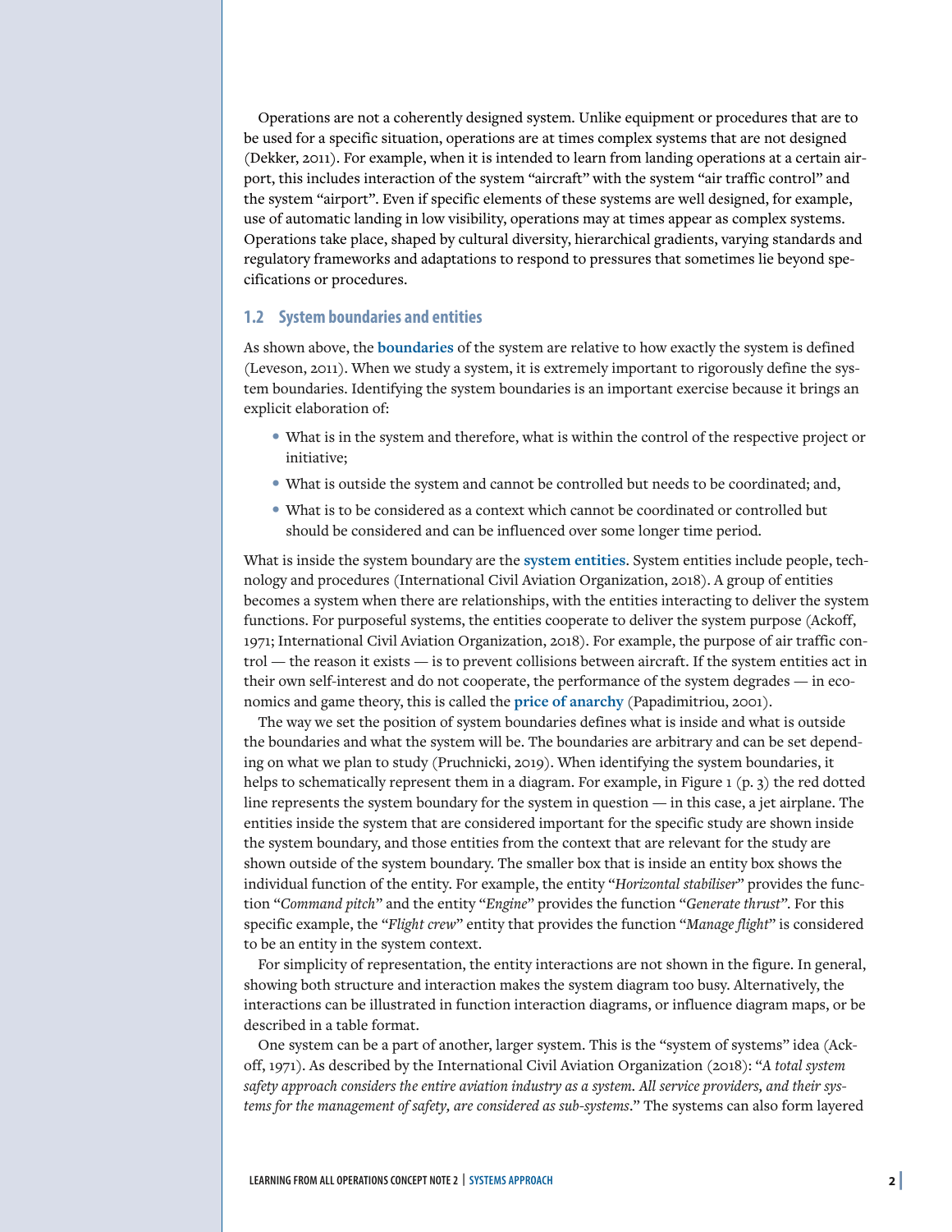Operations are not a coherently designed system. Unlike equipment or procedures that are to be used for a specific situation, operations are at times complex systems that are not designed (Dekker, 2011). For example, when it is intended to learn from landing operations at a certain airport, this includes interaction of the system "aircraft" with the system "air traffic control" and the system "airport". Even if specific elements of these systems are well designed, for example, use of automatic landing in low visibility, operations may at times appear as complex systems. Operations take place, shaped by cultural diversity, hierarchical gradients, varying standards and regulatory frameworks and adaptations to respond to pressures that sometimes lie beyond specifications or procedures.

## 1.2 System boundaries and entities

As shown above, the **boundaries** of the system are relative to how exactly the system is defined (Leveson, 2011). When we study a system, it is extremely important to rigorously define the system boundaries. Identifying the system boundaries is an important exercise because it brings an explicit elaboration of:

- What is in the system and therefore, what is within the control of the respective project or initiative;
- What is outside the system and cannot be controlled but needs to be coordinated; and,
- What is to be considered as a context which cannot be coordinated or controlled but should be considered and can be influenced over some longer time period.

What is inside the system boundary are the **system entities**. System entities include people, technology and procedures (International Civil Aviation Organization, 2018). A group of entities becomes a system when there are relationships, with the entities interacting to deliver the system functions. For purposeful systems, the entities cooperate to deliver the system purpose (Ackoff, 1971; International Civil Aviation Organization, 2018). For example, the purpose of air traffic control — the reason it exists — is to prevent collisions between aircraft. If the system entities act in their own self-interest and do not cooperate, the performance of the system degrades — in economics and game theory, this is called the **price of anarchy** (Papadimitriou, 2001).

The way we set the position of system boundaries defines what is inside and what is outside the boundaries and what the system will be. The boundaries are arbitrary and can be set depending on what we plan to study (Pruchnicki, 2019). When identifying the system boundaries, it helps to schematically represent them in a diagram. For example, in Figure 1 (p. 3) the red dotted line represents the system boundary for the system in question — in this case, a jet airplane. The entities inside the system that are considered important for the specific study are shown inside the system boundary, and those entities from the context that are relevant for the study are shown outside of the system boundary. The smaller box that is inside an entity box shows the individual function of the entity. For example, the entity "*Horizontal stabiliser*" provides the function "*Command pitch*" and the entity "*Engine*" provides the function "*Generate thrust*". For this specific example, the "*Flight crew*" entity that provides the function "*Manage flight*" is considered to be an entity in the system context.

For simplicity of representation, the entity interactions are not shown in the figure. In general, showing both structure and interaction makes the system diagram too busy. Alternatively, the interactions can be illustrated in function interaction diagrams, or influence diagram maps, or be described in a table format.

One system can be a part of another, larger system. This is the "system of systems" idea (Ackoff, 1971). As described by the International Civil Aviation Organization (2018): "*A total system safety approach considers the entire aviation industry as a system. All service providers, and their systems for the management of safety, are considered as sub-systems.*" The systems can also form layered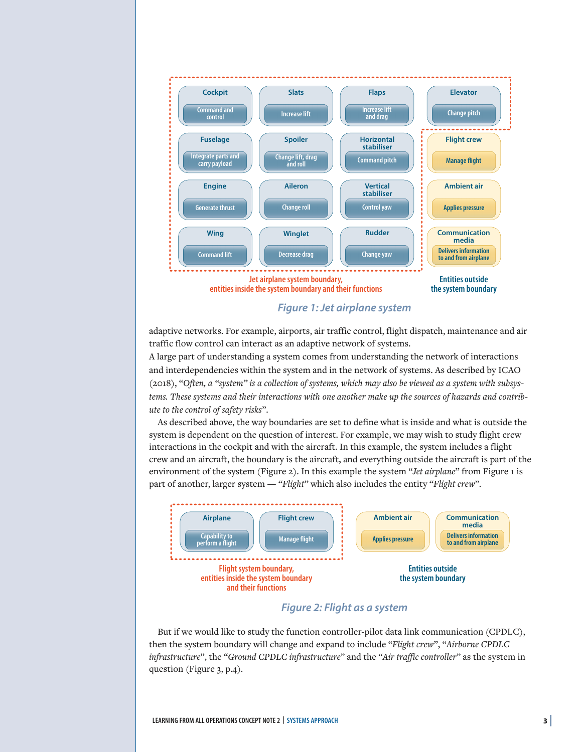| Cockpit | Slats | Flaps | Elevator |
| --- | --- | --- | --- |
| Command and control | Increase lift | Increase lift and drag | Change pitch |
| **Fuselage** | **Spoiler** | **Horizontal stabiliser** | **Flight crew** |
| Integrate parts and carry payload | Change lift, drag and roll | Command pitch | Manage flight |
| **Engine** | **Aileron** | **Vertical stabiliser** | **Ambient air** |
| Generate thrust | Change roll | Control yaw | Applies pressure |
| **Wing** | **Winglet** | **Rudder** | **Communication media** |
| Command lift | Decrease drag | Change yaw | Delivers information to and from airplane |

Jet airplane system boundary, entities inside the system boundary and their functions

Entities outside the system boundary

*Figure 1: Jet airplane system*

adaptive networks. For example, airports, air traffic control, flight dispatch, maintenance and air traffic flow control can interact as an adaptive network of systems.

A large part of understanding a system comes from understanding the network of interactions and interdependencies within the system and in the network of systems. As described by ICAO (2018), "*Often, a "system" is a collection of systems, which may also be viewed as a system with subsystems. These systems and their interactions with one another make up the sources of hazards and contribute to the control of safety risks*".

As described above, the way boundaries are set to define what is inside and what is outside the system is dependent on the question of interest. For example, we may wish to study flight crew interactions in the cockpit and with the aircraft. In this example, the system includes a flight crew and an aircraft, the boundary is the aircraft, and everything outside the aircraft is part of the environment of the system (Figure 2). In this example the system "*Jet airplane*" from Figure 1 is part of another, larger system — "*Flight*" which also includes the entity "*Flight crew*".

| Airplane | Flight crew | Ambient air | Communication media |
| --- | --- | --- | --- |
| Capability to perform a flight | Manage flight | Applies pressure | Delivers information to and from airplane |

Flight system boundary, entities inside the system boundary and their functions

Entities outside the system boundary

*Figure 2: Flight as a system*

But if we would like to study the function controller-pilot data link communication (CPDLC), then the system boundary will change and expand to include "*Flight crew*", "*Airborne CPDLC infrastructure*", the "*Ground CPDLC infrastructure*" and the "*Air traffic controller*" as the system in question (Figure 3, p.4).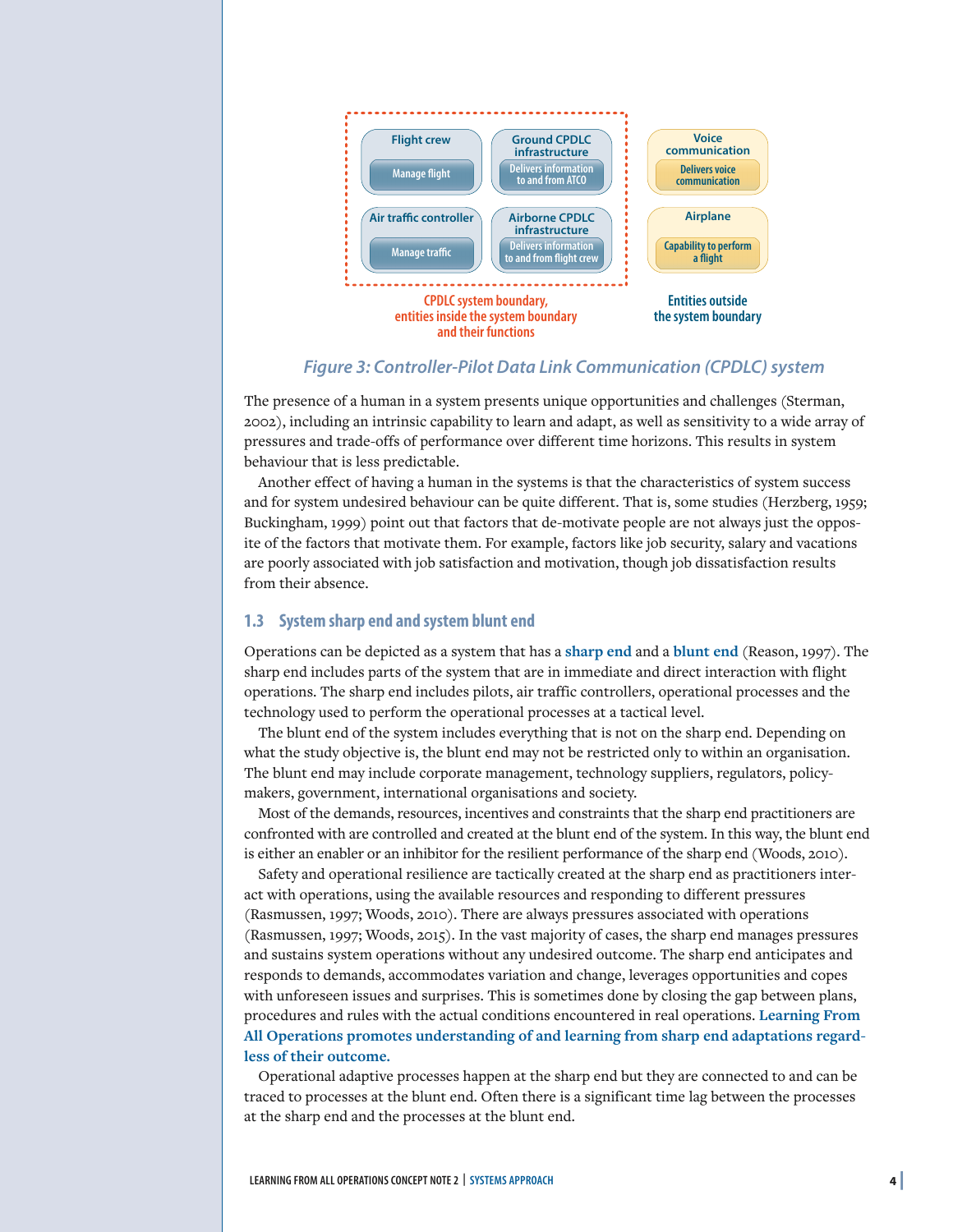Flight crew

Manage flight

Ground CPDLC infrastructure

Delivers information to and from ATCO

Air traffic controller

Manage traffic

Airborne CPDLC infrastructure

Delivers information to and from flight crew

CPDLC system boundary, entities inside the system boundary and their functions

Voice communication

Delivers voice communication

Airplane

Capability to perform a flight

Entities outside the system boundary

*Figure 3: Controller-Pilot Data Link Communication (CPDLC) system*

The presence of a human in a system presents unique opportunities and challenges (Sterman, 2002), including an intrinsic capability to learn and adapt, as well as sensitivity to a wide array of pressures and trade-offs of performance over different time horizons. This results in system behaviour that is less predictable.

Another effect of having a human in the systems is that the characteristics of system success and for system undesired behaviour can be quite different. That is, some studies (Herzberg, 1959; Buckingham, 1999) point out that factors that de-motivate people are not always just the opposite of the factors that motivate them. For example, factors like job security, salary and vacations are poorly associated with job satisfaction and motivation, though job dissatisfaction results from their absence.

### 1.3 System sharp end and system blunt end

Operations can be depicted as a system that has a **sharp end** and a **blunt end** (Reason, 1997). The sharp end includes parts of the system that are in immediate and direct interaction with flight operations. The sharp end includes pilots, air traffic controllers, operational processes and the technology used to perform the operational processes at a tactical level.

The blunt end of the system includes everything that is not on the sharp end. Depending on what the study objective is, the blunt end may not be restricted only to within an organisation. The blunt end may include corporate management, technology suppliers, regulators, policy-makers, government, international organisations and society.

Most of the demands, resources, incentives and constraints that the sharp end practitioners are confronted with are controlled and created at the blunt end of the system. In this way, the blunt end is either an enabler or an inhibitor for the resilient performance of the sharp end (Woods, 2010).

Safety and operational resilience are tactically created at the sharp end as practitioners interact with operations, using the available resources and responding to different pressures (Rasmussen, 1997; Woods, 2010). There are always pressures associated with operations (Rasmussen, 1997; Woods, 2015). In the vast majority of cases, the sharp end manages pressures and sustains system operations without any undesired outcome. The sharp end anticipates and responds to demands, accommodates variation and change, leverages opportunities and copes with unforeseen issues and surprises. This is sometimes done by closing the gap between plans, procedures and rules with the actual conditions encountered in real operations. **Learning From All Operations promotes understanding of and learning from sharp end adaptations regardless of their outcome.**

Operational adaptive processes happen at the sharp end but they are connected to and can be traced to processes at the blunt end. Often there is a significant time lag between the processes at the sharp end and the processes at the blunt end.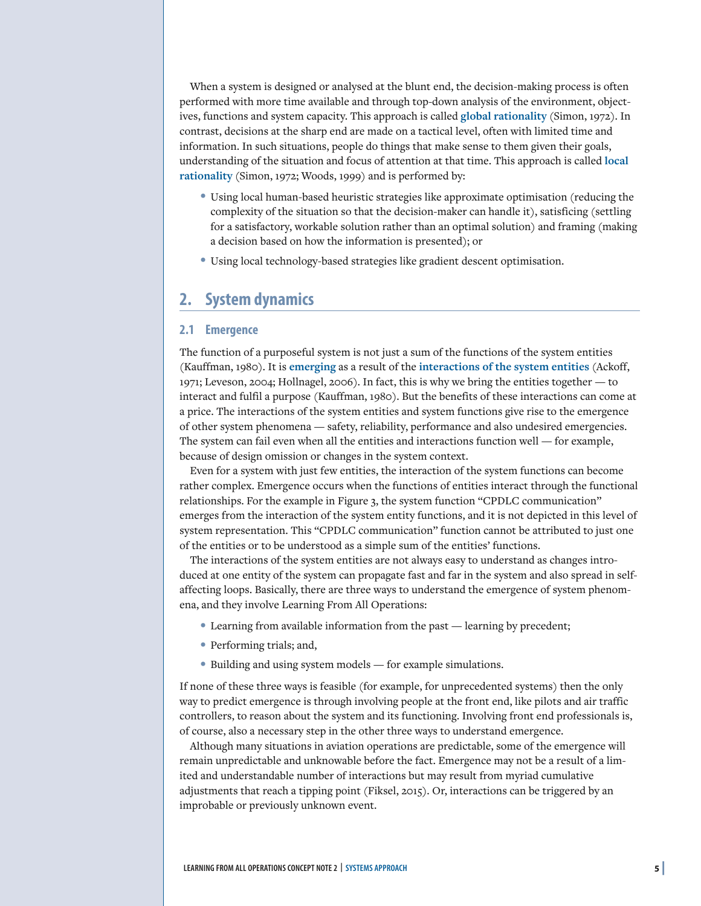When a system is designed or analysed at the blunt end, the decision-making process is often performed with more time available and through top-down analysis of the environment, objectives, functions and system capacity. This approach is called **global rationality** (Simon, 1972). In contrast, decisions at the sharp end are made on a tactical level, often with limited time and information. In such situations, people do things that make sense to them given their goals, understanding of the situation and focus of attention at that time. This approach is called **local rationality** (Simon, 1972; Woods, 1999) and is performed by:

- Using local human-based heuristic strategies like approximate optimisation (reducing the complexity of the situation so that the decision-maker can handle it), satisficing (settling for a satisfactory, workable solution rather than an optimal solution) and framing (making a decision based on how the information is presented); or
- Using local technology-based strategies like gradient descent optimisation.

## 2. System dynamics

### 2.1 Emergence

The function of a purposeful system is not just a sum of the functions of the system entities (Kauffman, 1980). It is **emerging** as a result of the **interactions of the system entities** (Ackoff, 1971; Leveson, 2004; Hollnagel, 2006). In fact, this is why we bring the entities together — to interact and fulfil a purpose (Kauffman, 1980). But the benefits of these interactions can come at a price. The interactions of the system entities and system functions give rise to the emergence of other system phenomena — safety, reliability, performance and also undesired emergencies. The system can fail even when all the entities and interactions function well — for example, because of design omission or changes in the system context.

Even for a system with just few entities, the interaction of the system functions can become rather complex. Emergence occurs when the functions of entities interact through the functional relationships. For the example in Figure 3, the system function "CPDLC communication" emerges from the interaction of the system entity functions, and it is not depicted in this level of system representation. This "CPDLC communication" function cannot be attributed to just one of the entities or to be understood as a simple sum of the entities' functions.

The interactions of the system entities are not always easy to understand as changes introduced at one entity of the system can propagate fast and far in the system and also spread in self-affecting loops. Basically, there are three ways to understand the emergence of system phenomena, and they involve Learning From All Operations:

- Learning from available information from the past — learning by precedent;
- Performing trials; and,
- Building and using system models — for example simulations.

If none of these three ways is feasible (for example, for unprecedented systems) then the only way to predict emergence is through involving people at the front end, like pilots and air traffic controllers, to reason about the system and its functioning. Involving front end professionals is, of course, also a necessary step in the other three ways to understand emergence.

Although many situations in aviation operations are predictable, some of the emergence will remain unpredictable and unknowable before the fact. Emergence may not be a result of a limited and understandable number of interactions but may result from myriad cumulative adjustments that reach a tipping point (Fiksel, 2015). Or, interactions can be triggered by an improbable or previously unknown event.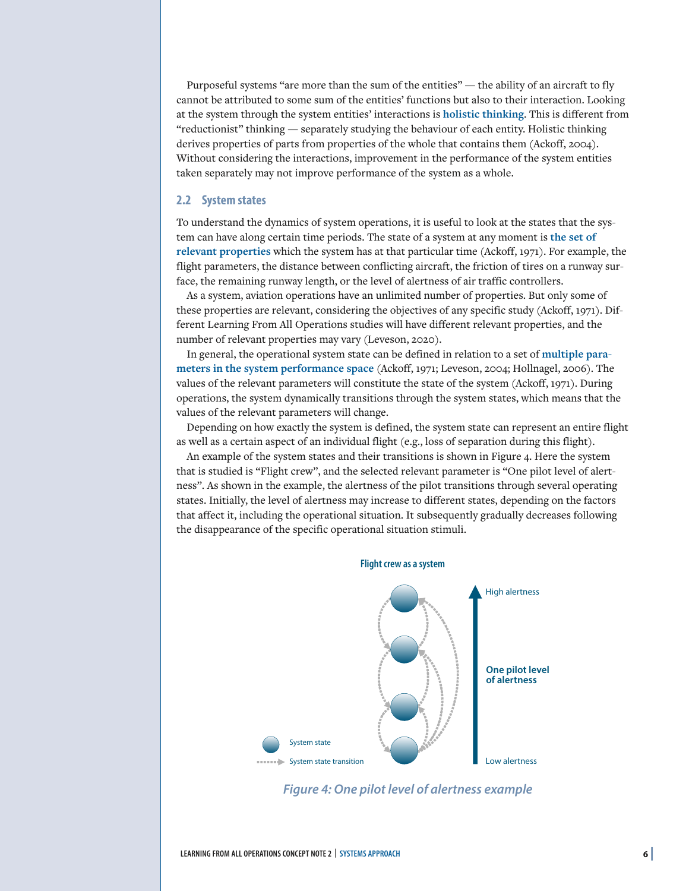Purposeful systems "are more than the sum of the entities" — the ability of an aircraft to fly cannot be attributed to some sum of the entities' functions but also to their interaction. Looking at the system through the system entities' interactions is **holistic thinking**. This is different from "reductionist" thinking — separately studying the behaviour of each entity. Holistic thinking derives properties of parts from properties of the whole that contains them (Ackoff, 2004). Without considering the interactions, improvement in the performance of the system entities taken separately may not improve performance of the system as a whole.

## 2.2 System states

To understand the dynamics of system operations, it is useful to look at the states that the system can have along certain time periods. The state of a system at any moment is **the set of relevant properties** which the system has at that particular time (Ackoff, 1971). For example, the flight parameters, the distance between conflicting aircraft, the friction of tires on a runway surface, the remaining runway length, or the level of alertness of air traffic controllers.

As a system, aviation operations have an unlimited number of properties. But only some of these properties are relevant, considering the objectives of any specific study (Ackoff, 1971). Different Learning From All Operations studies will have different relevant properties, and the number of relevant properties may vary (Leveson, 2020).

In general, the operational system state can be defined in relation to a set of **multiple parameters in the system performance space** (Ackoff, 1971; Leveson, 2004; Hollnagel, 2006). The values of the relevant parameters will constitute the state of the system (Ackoff, 1971). During operations, the system dynamically transitions through the system states, which means that the values of the relevant parameters will change.

Depending on how exactly the system is defined, the system state can represent an entire flight as well as a certain aspect of an individual flight (e.g., loss of separation during this flight).

An example of the system states and their transitions is shown in Figure 4. Here the system that is studied is "Flight crew", and the selected relevant parameter is "One pilot level of alertness". As shown in the example, the alertness of the pilot transitions through several operating states. Initially, the level of alertness may increase to different states, depending on the factors that affect it, including the operational situation. It subsequently gradually decreases following the disappearance of the specific operational situation stimuli.

**Flight crew as a system**

High alertness

**One pilot level of alertness**

Low alertness

System state

System state transition

*Figure 4: One pilot level of alertness example*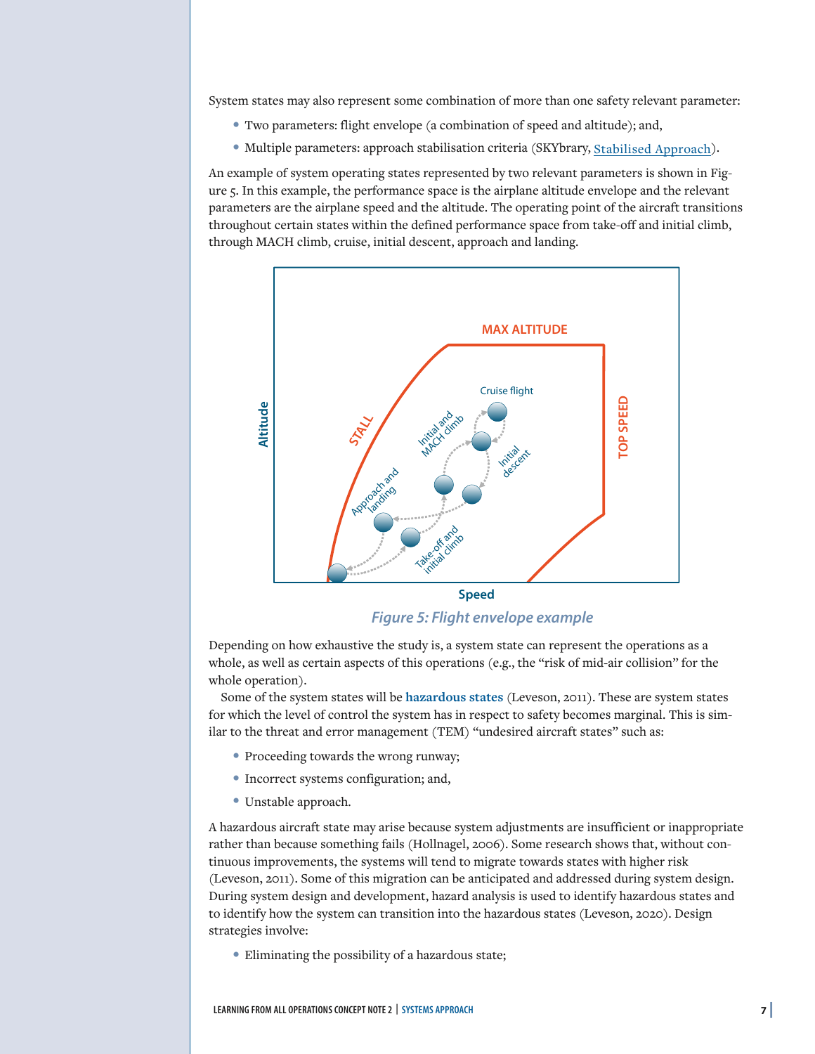System states may also represent some combination of more than one safety relevant parameter:

- Two parameters: flight envelope (a combination of speed and altitude); and,
- Multiple parameters: approach stabilisation criteria (SKYbrary, Stabilised Approach).

An example of system operating states represented by two relevant parameters is shown in Figure 5. In this example, the performance space is the airplane altitude envelope and the relevant parameters are the airplane speed and the altitude. The operating point of the aircraft transitions throughout certain states within the defined performance space from take-off and initial climb, through MACH climb, cruise, initial descent, approach and landing.

*Figure 5: Flight envelope example*

Depending on how exhaustive the study is, a system state can represent the operations as a whole, as well as certain aspects of this operations (e.g., the "risk of mid-air collision" for the whole operation).

Some of the system states will be **hazardous states** (Leveson, 2011). These are system states for which the level of control the system has in respect to safety becomes marginal. This is similar to the threat and error management (TEM) "undesired aircraft states" such as:

- Proceeding towards the wrong runway;
- Incorrect systems configuration; and,
- Unstable approach.

A hazardous aircraft state may arise because system adjustments are insufficient or inappropriate rather than because something fails (Hollnagel, 2006). Some research shows that, without continuous improvements, the systems will tend to migrate towards states with higher risk (Leveson, 2011). Some of this migration can be anticipated and addressed during system design. During system design and development, hazard analysis is used to identify hazardous states and to identify how the system can transition into the hazardous states (Leveson, 2020). Design strategies involve:

- Eliminating the possibility of a hazardous state;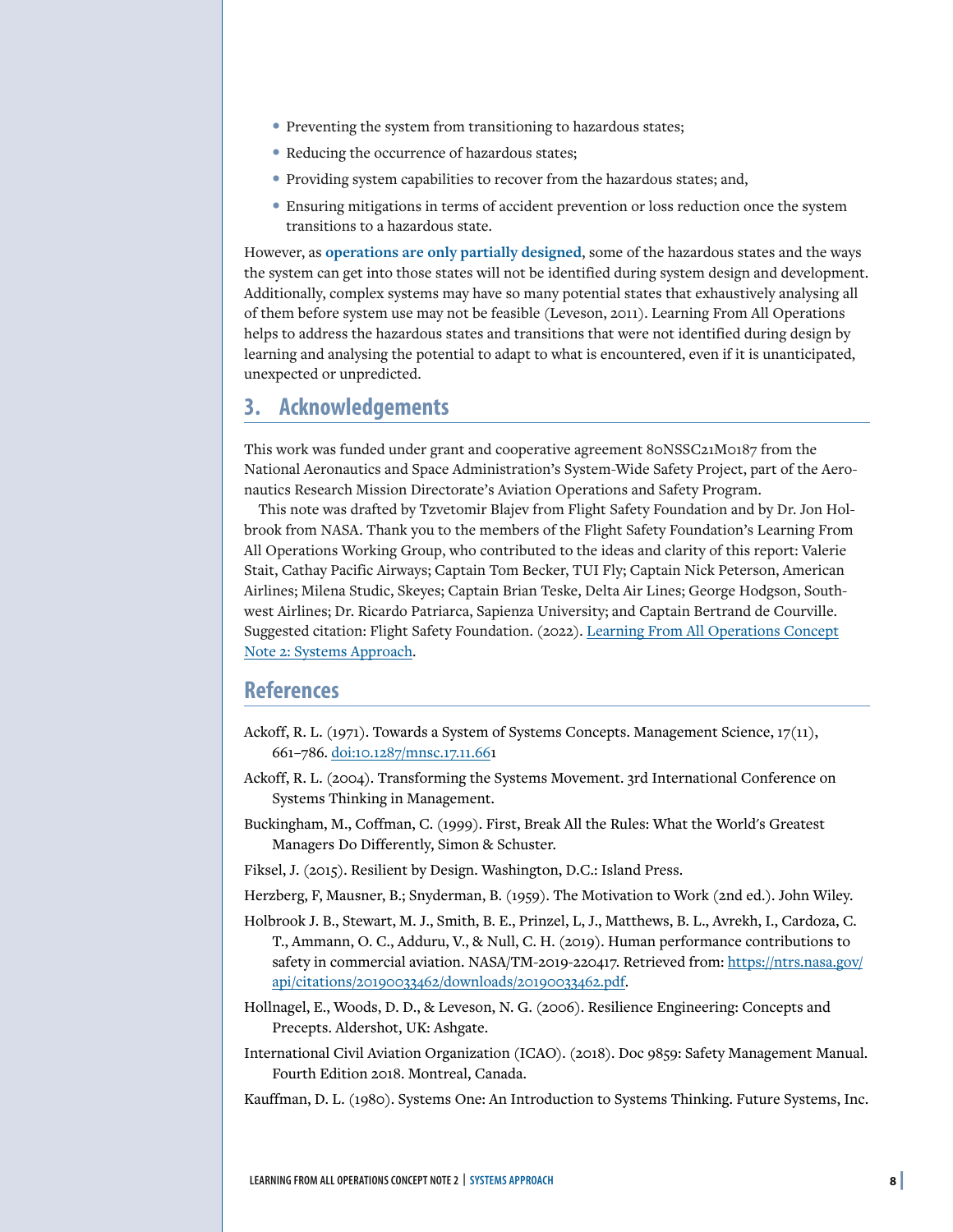- Preventing the system from transitioning to hazardous states;
- Reducing the occurrence of hazardous states;
- Providing system capabilities to recover from the hazardous states; and,
- Ensuring mitigations in terms of accident prevention or loss reduction once the system transitions to a hazardous state.

However, as **operations are only partially designed**, some of the hazardous states and the ways the system can get into those states will not be identified during system design and development. Additionally, complex systems may have so many potential states that exhaustively analysing all of them before system use may not be feasible (Leveson, 2011). Learning From All Operations helps to address the hazardous states and transitions that were not identified during design by learning and analysing the potential to adapt to what is encountered, even if it is unanticipated, unexpected or unpredicted.

## 3. Acknowledgements

This work was funded under grant and cooperative agreement 80NSSC21M0187 from the National Aeronautics and Space Administration's System-Wide Safety Project, part of the Aeronautics Research Mission Directorate's Aviation Operations and Safety Program.

This note was drafted by Tzvetomir Blajev from Flight Safety Foundation and by Dr. Jon Holbrook from NASA. Thank you to the members of the Flight Safety Foundation's Learning From All Operations Working Group, who contributed to the ideas and clarity of this report: Valerie Stait, Cathay Pacific Airways; Captain Tom Becker, TUI Fly; Captain Nick Peterson, American Airlines; Milena Studic, Skeyes; Captain Brian Teske, Delta Air Lines; George Hodgson, Southwest Airlines; Dr. Ricardo Patriarca, Sapienza University; and Captain Bertrand de Courville. Suggested citation: Flight Safety Foundation. (2022). Learning From All Operations Concept Note 2: Systems Approach.

## References

Ackoff, R. L. (1971). Towards a System of Systems Concepts. Management Science, 17(11), 661–786. doi:10.1287/mnsc.17.11.661

Ackoff, R. L. (2004). Transforming the Systems Movement. 3rd International Conference on Systems Thinking in Management.

Buckingham, M., Coffman, C. (1999). First, Break All the Rules: What the World's Greatest Managers Do Differently, Simon & Schuster.

Fiksel, J. (2015). Resilient by Design. Washington, D.C.: Island Press.

Herzberg, F, Mausner, B.; Snyderman, B. (1959). The Motivation to Work (2nd ed.). John Wiley.

Holbrook J. B., Stewart, M. J., Smith, B. E., Prinzel, L, J., Matthews, B. L., Avrekh, I., Cardoza, C. T., Ammann, O. C., Adduru, V., & Null, C. H. (2019). Human performance contributions to safety in commercial aviation. NASA/TM-2019-220417. Retrieved from: https://ntrs.nasa.gov/api/citations/20190033462/downloads/20190033462.pdf.

Hollnagel, E., Woods, D. D., & Leveson, N. G. (2006). Resilience Engineering: Concepts and Precepts. Aldershot, UK: Ashgate.

International Civil Aviation Organization (ICAO). (2018). Doc 9859: Safety Management Manual. Fourth Edition 2018. Montreal, Canada.

Kauffman, D. L. (1980). Systems One: An Introduction to Systems Thinking. Future Systems, Inc.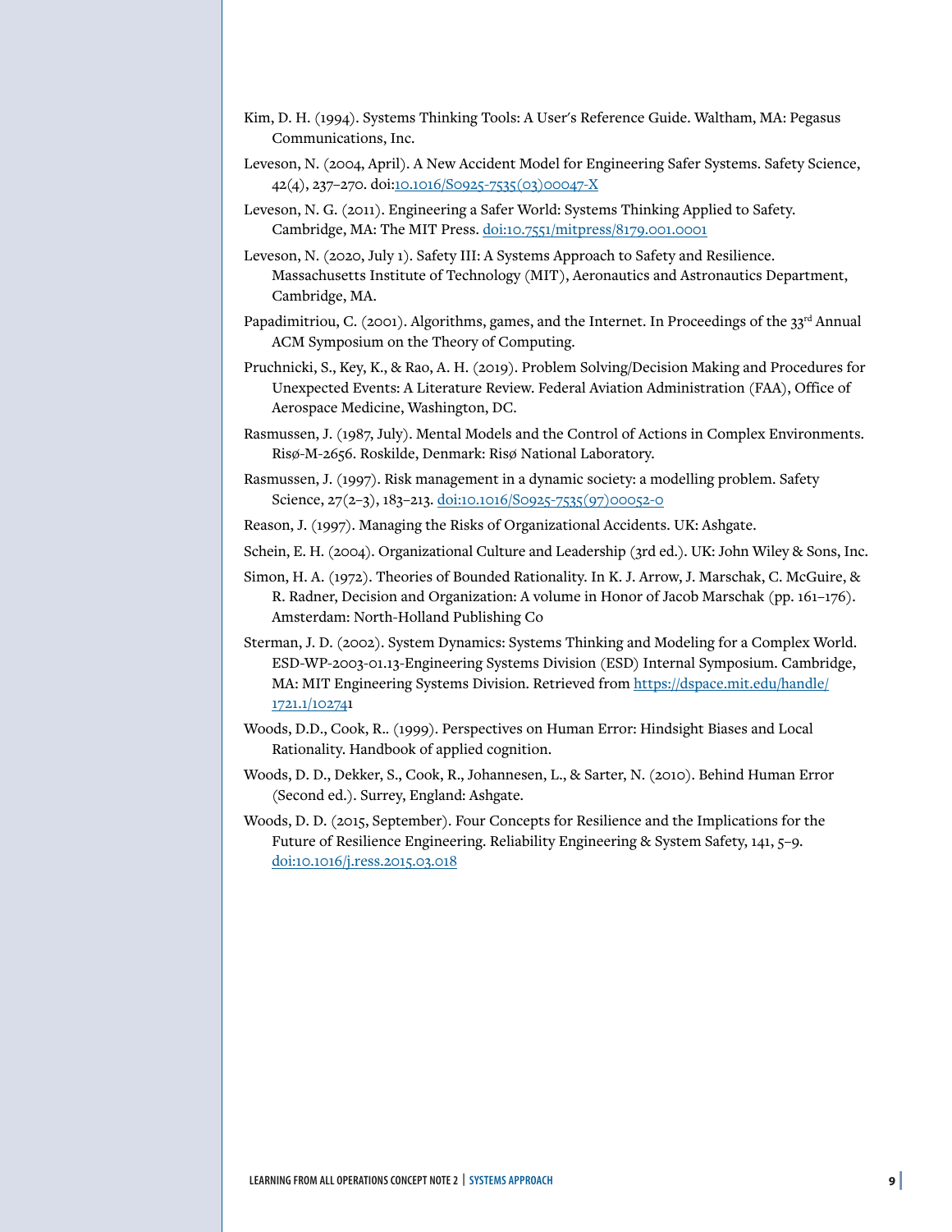Kim, D. H. (1994). Systems Thinking Tools: A User's Reference Guide. Waltham, MA: Pegasus Communications, Inc.

Leveson, N. (2004, April). A New Accident Model for Engineering Safer Systems. Safety Science, 42(4), 237–270. doi:10.1016/S0925-7535(03)00047-X

Leveson, N. G. (2011). Engineering a Safer World: Systems Thinking Applied to Safety. Cambridge, MA: The MIT Press. doi:10.7551/mitpress/8179.001.0001

Leveson, N. (2020, July 1). Safety III: A Systems Approach to Safety and Resilience. Massachusetts Institute of Technology (MIT), Aeronautics and Astronautics Department, Cambridge, MA.

Papadimitriou, C. (2001). Algorithms, games, and the Internet. In Proceedings of the 33rd Annual ACM Symposium on the Theory of Computing.

Pruchnicki, S., Key, K., & Rao, A. H. (2019). Problem Solving/Decision Making and Procedures for Unexpected Events: A Literature Review. Federal Aviation Administration (FAA), Office of Aerospace Medicine, Washington, DC.

Rasmussen, J. (1987, July). Mental Models and the Control of Actions in Complex Environments. Risø-M-2656. Roskilde, Denmark: Risø National Laboratory.

Rasmussen, J. (1997). Risk management in a dynamic society: a modelling problem. Safety Science, 27(2–3), 183–213. doi:10.1016/S0925-7535(97)00052-0

Reason, J. (1997). Managing the Risks of Organizational Accidents. UK: Ashgate.

Schein, E. H. (2004). Organizational Culture and Leadership (3rd ed.). UK: John Wiley & Sons, Inc.

Simon, H. A. (1972). Theories of Bounded Rationality. In K. J. Arrow, J. Marschak, C. McGuire, & R. Radner, Decision and Organization: A volume in Honor of Jacob Marschak (pp. 161–176). Amsterdam: North-Holland Publishing Co

Sterman, J. D. (2002). System Dynamics: Systems Thinking and Modeling for a Complex World. ESD-WP-2003-01.13-Engineering Systems Division (ESD) Internal Symposium. Cambridge, MA: MIT Engineering Systems Division. Retrieved from https://dspace.mit.edu/handle/1721.1/102741

Woods, D.D., Cook, R.. (1999). Perspectives on Human Error: Hindsight Biases and Local Rationality. Handbook of applied cognition.

Woods, D. D., Dekker, S., Cook, R., Johannesen, L., & Sarter, N. (2010). Behind Human Error (Second ed.). Surrey, England: Ashgate.

Woods, D. D. (2015, September). Four Concepts for Resilience and the Implications for the Future of Resilience Engineering. Reliability Engineering & System Safety, 141, 5–9. doi:10.1016/j.ress.2015.03.018